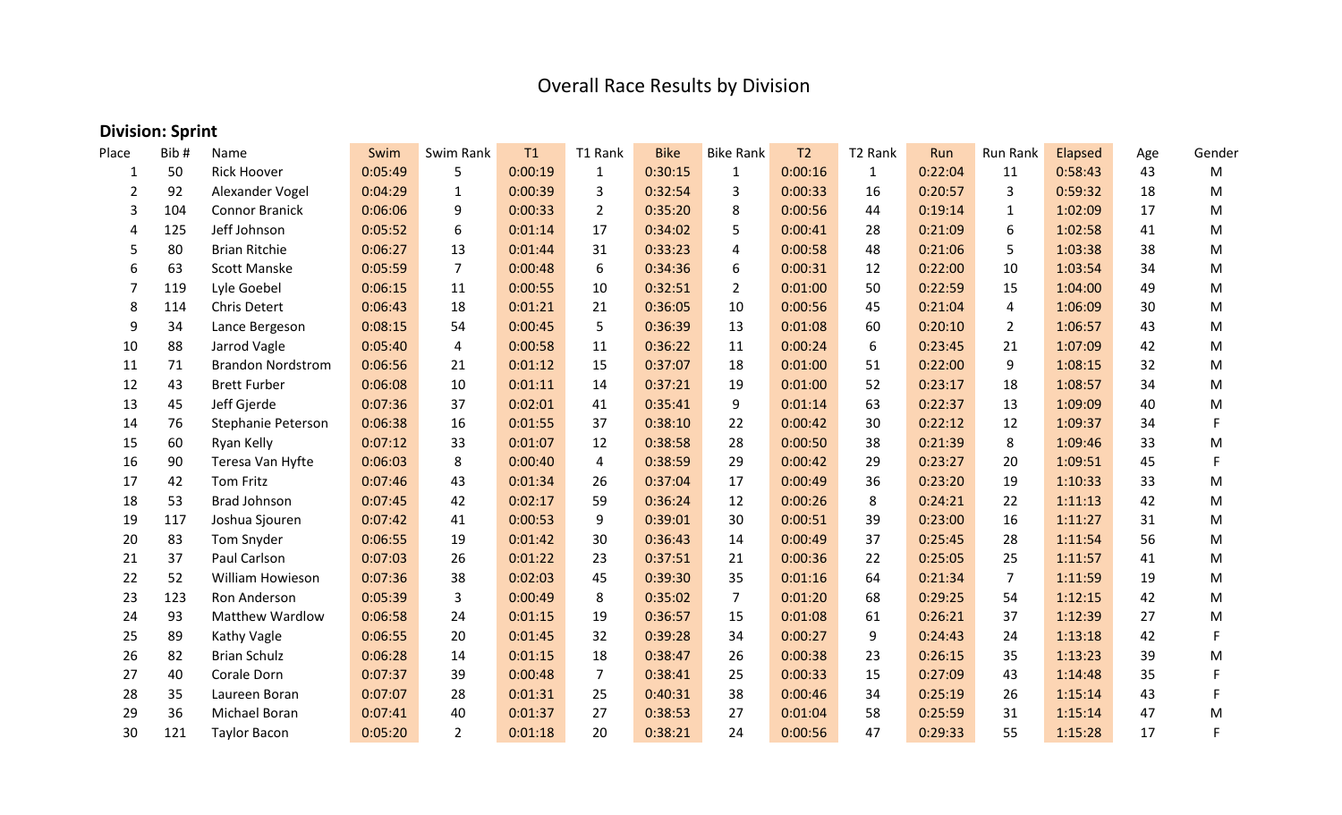# Overall Race Results by Division

### Division: Sprint

| Place | Bib # | Name | Swim | Swim Rank | T1 | T1 Rank | Bike | Bike Rank | T2 | T2 Rank | Run | Run Rank | Elapsed | Age | Gender |
|---|---|---|---|---|---|---|---|---|---|---|---|---|---|---|---|
| 1 | 50 | Rick Hoover | 0:05:49 | 5 | 0:00:19 | 1 | 0:30:15 | 1 | 0:00:16 | 1 | 0:22:04 | 11 | 0:58:43 | 43 | M |
| 2 | 92 | Alexander Vogel | 0:04:29 | 1 | 0:00:39 | 3 | 0:32:54 | 3 | 0:00:33 | 16 | 0:20:57 | 3 | 0:59:32 | 18 | M |
| 3 | 104 | Connor Branick | 0:06:06 | 9 | 0:00:33 | 2 | 0:35:20 | 8 | 0:00:56 | 44 | 0:19:14 | 1 | 1:02:09 | 17 | M |
| 4 | 125 | Jeff Johnson | 0:05:52 | 6 | 0:01:14 | 17 | 0:34:02 | 5 | 0:00:41 | 28 | 0:21:09 | 6 | 1:02:58 | 41 | M |
| 5 | 80 | Brian Ritchie | 0:06:27 | 13 | 0:01:44 | 31 | 0:33:23 | 4 | 0:00:58 | 48 | 0:21:06 | 5 | 1:03:38 | 38 | M |
| 6 | 63 | Scott Manske | 0:05:59 | 7 | 0:00:48 | 6 | 0:34:36 | 6 | 0:00:31 | 12 | 0:22:00 | 10 | 1:03:54 | 34 | M |
| 7 | 119 | Lyle Goebel | 0:06:15 | 11 | 0:00:55 | 10 | 0:32:51 | 2 | 0:01:00 | 50 | 0:22:59 | 15 | 1:04:00 | 49 | M |
| 8 | 114 | Chris Detert | 0:06:43 | 18 | 0:01:21 | 21 | 0:36:05 | 10 | 0:00:56 | 45 | 0:21:04 | 4 | 1:06:09 | 30 | M |
| 9 | 34 | Lance Bergeson | 0:08:15 | 54 | 0:00:45 | 5 | 0:36:39 | 13 | 0:01:08 | 60 | 0:20:10 | 2 | 1:06:57 | 43 | M |
| 10 | 88 | Jarrod Vagle | 0:05:40 | 4 | 0:00:58 | 11 | 0:36:22 | 11 | 0:00:24 | 6 | 0:23:45 | 21 | 1:07:09 | 42 | M |
| 11 | 71 | Brandon Nordstrom | 0:06:56 | 21 | 0:01:12 | 15 | 0:37:07 | 18 | 0:01:00 | 51 | 0:22:00 | 9 | 1:08:15 | 32 | M |
| 12 | 43 | Brett Furber | 0:06:08 | 10 | 0:01:11 | 14 | 0:37:21 | 19 | 0:01:00 | 52 | 0:23:17 | 18 | 1:08:57 | 34 | M |
| 13 | 45 | Jeff Gjerde | 0:07:36 | 37 | 0:02:01 | 41 | 0:35:41 | 9 | 0:01:14 | 63 | 0:22:37 | 13 | 1:09:09 | 40 | M |
| 14 | 76 | Stephanie Peterson | 0:06:38 | 16 | 0:01:55 | 37 | 0:38:10 | 22 | 0:00:42 | 30 | 0:22:12 | 12 | 1:09:37 | 34 | F |
| 15 | 60 | Ryan Kelly | 0:07:12 | 33 | 0:01:07 | 12 | 0:38:58 | 28 | 0:00:50 | 38 | 0:21:39 | 8 | 1:09:46 | 33 | M |
| 16 | 90 | Teresa Van Hyfte | 0:06:03 | 8 | 0:00:40 | 4 | 0:38:59 | 29 | 0:00:42 | 29 | 0:23:27 | 20 | 1:09:51 | 45 | F |
| 17 | 42 | Tom Fritz | 0:07:46 | 43 | 0:01:34 | 26 | 0:37:04 | 17 | 0:00:49 | 36 | 0:23:20 | 19 | 1:10:33 | 33 | M |
| 18 | 53 | Brad Johnson | 0:07:45 | 42 | 0:02:17 | 59 | 0:36:24 | 12 | 0:00:26 | 8 | 0:24:21 | 22 | 1:11:13 | 42 | M |
| 19 | 117 | Joshua Sjouren | 0:07:42 | 41 | 0:00:53 | 9 | 0:39:01 | 30 | 0:00:51 | 39 | 0:23:00 | 16 | 1:11:27 | 31 | M |
| 20 | 83 | Tom Snyder | 0:06:55 | 19 | 0:01:42 | 30 | 0:36:43 | 14 | 0:00:49 | 37 | 0:25:45 | 28 | 1:11:54 | 56 | M |
| 21 | 37 | Paul Carlson | 0:07:03 | 26 | 0:01:22 | 23 | 0:37:51 | 21 | 0:00:36 | 22 | 0:25:05 | 25 | 1:11:57 | 41 | M |
| 22 | 52 | William Howieson | 0:07:36 | 38 | 0:02:03 | 45 | 0:39:30 | 35 | 0:01:16 | 64 | 0:21:34 | 7 | 1:11:59 | 19 | M |
| 23 | 123 | Ron Anderson | 0:05:39 | 3 | 0:00:49 | 8 | 0:35:02 | 7 | 0:01:20 | 68 | 0:29:25 | 54 | 1:12:15 | 42 | M |
| 24 | 93 | Matthew Wardlow | 0:06:58 | 24 | 0:01:15 | 19 | 0:36:57 | 15 | 0:01:08 | 61 | 0:26:21 | 37 | 1:12:39 | 27 | M |
| 25 | 89 | Kathy Vagle | 0:06:55 | 20 | 0:01:45 | 32 | 0:39:28 | 34 | 0:00:27 | 9 | 0:24:43 | 24 | 1:13:18 | 42 | F |
| 26 | 82 | Brian Schulz | 0:06:28 | 14 | 0:01:15 | 18 | 0:38:47 | 26 | 0:00:38 | 23 | 0:26:15 | 35 | 1:13:23 | 39 | M |
| 27 | 40 | Corale Dorn | 0:07:37 | 39 | 0:00:48 | 7 | 0:38:41 | 25 | 0:00:33 | 15 | 0:27:09 | 43 | 1:14:48 | 35 | F |
| 28 | 35 | Laureen Boran | 0:07:07 | 28 | 0:01:31 | 25 | 0:40:31 | 38 | 0:00:46 | 34 | 0:25:19 | 26 | 1:15:14 | 43 | F |
| 29 | 36 | Michael Boran | 0:07:41 | 40 | 0:01:37 | 27 | 0:38:53 | 27 | 0:01:04 | 58 | 0:25:59 | 31 | 1:15:14 | 47 | M |
| 30 | 121 | Taylor Bacon | 0:05:20 | 2 | 0:01:18 | 20 | 0:38:21 | 24 | 0:00:56 | 47 | 0:29:33 | 55 | 1:15:28 | 17 | F |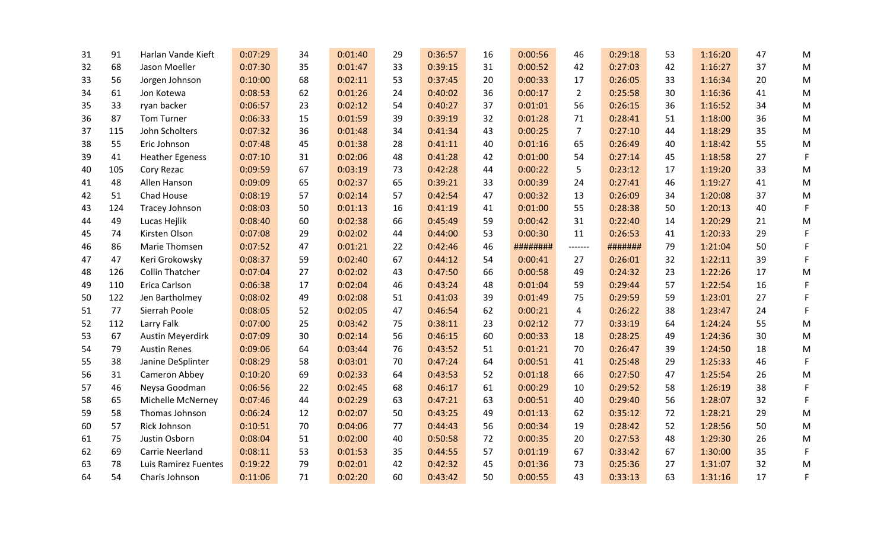| | | | | | | | | | | | | | | |
|---|---|---|---|---|---|---|---|---|---|---|---|---|---|---|
| 31 | 91 | Harlan Vande Kieft | 0:07:29 | 34 | 0:01:40 | 29 | 0:36:57 | 16 | 0:00:56 | 46 | 0:29:18 | 53 | 1:16:20 | 47 | M |
| 32 | 68 | Jason Moeller | 0:07:30 | 35 | 0:01:47 | 33 | 0:39:15 | 31 | 0:00:52 | 42 | 0:27:03 | 42 | 1:16:27 | 37 | M |
| 33 | 56 | Jorgen Johnson | 0:10:00 | 68 | 0:02:11 | 53 | 0:37:45 | 20 | 0:00:33 | 17 | 0:26:05 | 33 | 1:16:34 | 20 | M |
| 34 | 61 | Jon Kotewa | 0:08:53 | 62 | 0:01:26 | 24 | 0:40:02 | 36 | 0:00:17 | 2 | 0:25:58 | 30 | 1:16:36 | 41 | M |
| 35 | 33 | ryan backer | 0:06:57 | 23 | 0:02:12 | 54 | 0:40:27 | 37 | 0:01:01 | 56 | 0:26:15 | 36 | 1:16:52 | 34 | M |
| 36 | 87 | Tom Turner | 0:06:33 | 15 | 0:01:59 | 39 | 0:39:19 | 32 | 0:01:28 | 71 | 0:28:41 | 51 | 1:18:00 | 36 | M |
| 37 | 115 | John Scholters | 0:07:32 | 36 | 0:01:48 | 34 | 0:41:34 | 43 | 0:00:25 | 7 | 0:27:10 | 44 | 1:18:29 | 35 | M |
| 38 | 55 | Eric Johnson | 0:07:48 | 45 | 0:01:38 | 28 | 0:41:11 | 40 | 0:01:16 | 65 | 0:26:49 | 40 | 1:18:42 | 55 | M |
| 39 | 41 | Heather Egeness | 0:07:10 | 31 | 0:02:06 | 48 | 0:41:28 | 42 | 0:01:00 | 54 | 0:27:14 | 45 | 1:18:58 | 27 | F |
| 40 | 105 | Cory Rezac | 0:09:59 | 67 | 0:03:19 | 73 | 0:42:28 | 44 | 0:00:22 | 5 | 0:23:12 | 17 | 1:19:20 | 33 | M |
| 41 | 48 | Allen Hanson | 0:09:09 | 65 | 0:02:37 | 65 | 0:39:21 | 33 | 0:00:39 | 24 | 0:27:41 | 46 | 1:19:27 | 41 | M |
| 42 | 51 | Chad House | 0:08:19 | 57 | 0:02:14 | 57 | 0:42:54 | 47 | 0:00:32 | 13 | 0:26:09 | 34 | 1:20:08 | 37 | M |
| 43 | 124 | Tracey Johnson | 0:08:03 | 50 | 0:01:13 | 16 | 0:41:19 | 41 | 0:01:00 | 55 | 0:28:38 | 50 | 1:20:13 | 40 | F |
| 44 | 49 | Lucas Hejlik | 0:08:40 | 60 | 0:02:38 | 66 | 0:45:49 | 59 | 0:00:42 | 31 | 0:22:40 | 14 | 1:20:29 | 21 | M |
| 45 | 74 | Kirsten Olson | 0:07:08 | 29 | 0:02:02 | 44 | 0:44:00 | 53 | 0:00:30 | 11 | 0:26:53 | 41 | 1:20:33 | 29 | F |
| 46 | 86 | Marie Thomsen | 0:07:52 | 47 | 0:01:21 | 22 | 0:42:46 | 46 | ######## | ------- | ####### | 79 | 1:21:04 | 50 | F |
| 47 | 47 | Keri Grokowsky | 0:08:37 | 59 | 0:02:40 | 67 | 0:44:12 | 54 | 0:00:41 | 27 | 0:26:01 | 32 | 1:22:11 | 39 | F |
| 48 | 126 | Collin Thatcher | 0:07:04 | 27 | 0:02:02 | 43 | 0:47:50 | 66 | 0:00:58 | 49 | 0:24:32 | 23 | 1:22:26 | 17 | M |
| 49 | 110 | Erica Carlson | 0:06:38 | 17 | 0:02:04 | 46 | 0:43:24 | 48 | 0:01:04 | 59 | 0:29:44 | 57 | 1:22:54 | 16 | F |
| 50 | 122 | Jen Bartholmey | 0:08:02 | 49 | 0:02:08 | 51 | 0:41:03 | 39 | 0:01:49 | 75 | 0:29:59 | 59 | 1:23:01 | 27 | F |
| 51 | 77 | Sierrah Poole | 0:08:05 | 52 | 0:02:05 | 47 | 0:46:54 | 62 | 0:00:21 | 4 | 0:26:22 | 38 | 1:23:47 | 24 | F |
| 52 | 112 | Larry Falk | 0:07:00 | 25 | 0:03:42 | 75 | 0:38:11 | 23 | 0:02:12 | 77 | 0:33:19 | 64 | 1:24:24 | 55 | M |
| 53 | 67 | Austin Meyerdirk | 0:07:09 | 30 | 0:02:14 | 56 | 0:46:15 | 60 | 0:00:33 | 18 | 0:28:25 | 49 | 1:24:36 | 30 | M |
| 54 | 79 | Austin Renes | 0:09:06 | 64 | 0:03:44 | 76 | 0:43:52 | 51 | 0:01:21 | 70 | 0:26:47 | 39 | 1:24:50 | 18 | M |
| 55 | 38 | Janine DeSplinter | 0:08:29 | 58 | 0:03:01 | 70 | 0:47:24 | 64 | 0:00:51 | 41 | 0:25:48 | 29 | 1:25:33 | 46 | F |
| 56 | 31 | Cameron Abbey | 0:10:20 | 69 | 0:02:33 | 64 | 0:43:53 | 52 | 0:01:18 | 66 | 0:27:50 | 47 | 1:25:54 | 26 | M |
| 57 | 46 | Neysa Goodman | 0:06:56 | 22 | 0:02:45 | 68 | 0:46:17 | 61 | 0:00:29 | 10 | 0:29:52 | 58 | 1:26:19 | 38 | F |
| 58 | 65 | Michelle McNerney | 0:07:46 | 44 | 0:02:29 | 63 | 0:47:21 | 63 | 0:00:51 | 40 | 0:29:40 | 56 | 1:28:07 | 32 | F |
| 59 | 58 | Thomas Johnson | 0:06:24 | 12 | 0:02:07 | 50 | 0:43:25 | 49 | 0:01:13 | 62 | 0:35:12 | 72 | 1:28:21 | 29 | M |
| 60 | 57 | Rick Johnson | 0:10:51 | 70 | 0:04:06 | 77 | 0:44:43 | 56 | 0:00:34 | 19 | 0:28:42 | 52 | 1:28:56 | 50 | M |
| 61 | 75 | Justin Osborn | 0:08:04 | 51 | 0:02:00 | 40 | 0:50:58 | 72 | 0:00:35 | 20 | 0:27:53 | 48 | 1:29:30 | 26 | M |
| 62 | 69 | Carrie Neerland | 0:08:11 | 53 | 0:01:53 | 35 | 0:44:55 | 57 | 0:01:19 | 67 | 0:33:42 | 67 | 1:30:00 | 35 | F |
| 63 | 78 | Luis Ramirez Fuentes | 0:19:22 | 79 | 0:02:01 | 42 | 0:42:32 | 45 | 0:01:36 | 73 | 0:25:36 | 27 | 1:31:07 | 32 | M |
| 64 | 54 | Charis Johnson | 0:11:06 | 71 | 0:02:20 | 60 | 0:43:42 | 50 | 0:00:55 | 43 | 0:33:13 | 63 | 1:31:16 | 17 | F |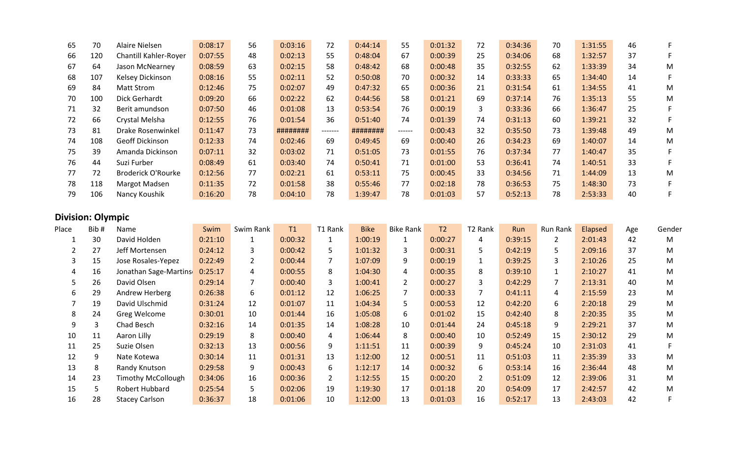| Place | Bib # | Name | Swim | Swim Rank | T1 | T1 Rank | Bike | Bike Rank | T2 | T2 Rank | Run | Run Rank | Elapsed | Age | Gender |
|---|---|---|---|---|---|---|---|---|---|---|---|---|---|---|---|
| 65 | 70 | Alaire Nielsen | 0:08:17 | 56 | 0:03:16 | 72 | 0:44:14 | 55 | 0:01:32 | 72 | 0:34:36 | 70 | 1:31:55 | 46 | F |
| 66 | 120 | Chantill Kahler-Royer | 0:07:55 | 48 | 0:02:13 | 55 | 0:48:04 | 67 | 0:00:39 | 25 | 0:34:06 | 68 | 1:32:57 | 37 | F |
| 67 | 64 | Jason McNearney | 0:08:59 | 63 | 0:02:15 | 58 | 0:48:42 | 68 | 0:00:48 | 35 | 0:32:55 | 62 | 1:33:39 | 34 | M |
| 68 | 107 | Kelsey Dickinson | 0:08:16 | 55 | 0:02:11 | 52 | 0:50:08 | 70 | 0:00:32 | 14 | 0:33:33 | 65 | 1:34:40 | 14 | F |
| 69 | 84 | Matt Strom | 0:12:46 | 75 | 0:02:07 | 49 | 0:47:32 | 65 | 0:00:36 | 21 | 0:31:54 | 61 | 1:34:55 | 41 | M |
| 70 | 100 | Dick Gerhardt | 0:09:20 | 66 | 0:02:22 | 62 | 0:44:56 | 58 | 0:01:21 | 69 | 0:37:14 | 76 | 1:35:13 | 55 | M |
| 71 | 32 | Berit amundson | 0:07:50 | 46 | 0:01:08 | 13 | 0:53:54 | 76 | 0:00:19 | 3 | 0:33:36 | 66 | 1:36:47 | 25 | F |
| 72 | 66 | Crystal Melsha | 0:12:55 | 76 | 0:01:54 | 36 | 0:51:40 | 74 | 0:01:39 | 74 | 0:31:13 | 60 | 1:39:21 | 32 | F |
| 73 | 81 | Drake Rosenwinkel | 0:11:47 | 73 | ######## | ------- | ######## | ------ | 0:00:43 | 32 | 0:35:50 | 73 | 1:39:48 | 49 | M |
| 74 | 108 | Geoff Dickinson | 0:12:33 | 74 | 0:02:46 | 69 | 0:49:45 | 69 | 0:00:40 | 26 | 0:34:23 | 69 | 1:40:07 | 14 | M |
| 75 | 39 | Amanda Dickinson | 0:07:11 | 32 | 0:03:02 | 71 | 0:51:05 | 73 | 0:01:55 | 76 | 0:37:34 | 77 | 1:40:47 | 35 | F |
| 76 | 44 | Suzi Furber | 0:08:49 | 61 | 0:03:40 | 74 | 0:50:41 | 71 | 0:01:00 | 53 | 0:36:41 | 74 | 1:40:51 | 33 | F |
| 77 | 72 | Broderick O'Rourke | 0:12:56 | 77 | 0:02:21 | 61 | 0:53:11 | 75 | 0:00:45 | 33 | 0:34:56 | 71 | 1:44:09 | 13 | M |
| 78 | 118 | Margot Madsen | 0:11:35 | 72 | 0:01:58 | 38 | 0:55:46 | 77 | 0:02:18 | 78 | 0:36:53 | 75 | 1:48:30 | 73 | F |
| 79 | 106 | Nancy Koushik | 0:16:20 | 78 | 0:04:10 | 78 | 1:39:47 | 78 | 0:01:03 | 57 | 0:52:13 | 78 | 2:53:33 | 40 | F |

## Division: Olympic

| Place | Bib # | Name | Swim | Swim Rank | T1 | T1 Rank | Bike | Bike Rank | T2 | T2 Rank | Run | Run Rank | Elapsed | Age | Gender |
|---|---|---|---|---|---|---|---|---|---|---|---|---|---|---|---|
| 1 | 30 | David Holden | 0:21:10 | 1 | 0:00:32 | 1 | 1:00:19 | 1 | 0:00:27 | 4 | 0:39:15 | 2 | 2:01:43 | 42 | M |
| 2 | 27 | Jeff Mortensen | 0:24:12 | 3 | 0:00:42 | 5 | 1:01:32 | 3 | 0:00:31 | 5 | 0:42:19 | 5 | 2:09:16 | 37 | M |
| 3 | 15 | Jose Rosales-Yepez | 0:22:49 | 2 | 0:00:44 | 7 | 1:07:09 | 9 | 0:00:19 | 1 | 0:39:25 | 3 | 2:10:26 | 25 | M |
| 4 | 16 | Jonathan Sage-Martins | 0:25:17 | 4 | 0:00:55 | 8 | 1:04:30 | 4 | 0:00:35 | 8 | 0:39:10 | 1 | 2:10:27 | 41 | M |
| 5 | 26 | David Olsen | 0:29:14 | 7 | 0:00:40 | 3 | 1:00:41 | 2 | 0:00:27 | 3 | 0:42:29 | 7 | 2:13:31 | 40 | M |
| 6 | 29 | Andrew Herberg | 0:26:38 | 6 | 0:01:12 | 12 | 1:06:25 | 7 | 0:00:33 | 7 | 0:41:11 | 4 | 2:15:59 | 23 | M |
| 7 | 19 | David Ulschmid | 0:31:24 | 12 | 0:01:07 | 11 | 1:04:34 | 5 | 0:00:53 | 12 | 0:42:20 | 6 | 2:20:18 | 29 | M |
| 8 | 24 | Greg Welcome | 0:30:01 | 10 | 0:01:44 | 16 | 1:05:08 | 6 | 0:01:02 | 15 | 0:42:40 | 8 | 2:20:35 | 35 | M |
| 9 | 3 | Chad Besch | 0:32:16 | 14 | 0:01:35 | 14 | 1:08:28 | 10 | 0:01:44 | 24 | 0:45:18 | 9 | 2:29:21 | 37 | M |
| 10 | 11 | Aaron Lilly | 0:29:19 | 8 | 0:00:40 | 4 | 1:06:44 | 8 | 0:00:40 | 10 | 0:52:49 | 15 | 2:30:12 | 29 | M |
| 11 | 25 | Suzie Olsen | 0:32:13 | 13 | 0:00:56 | 9 | 1:11:51 | 11 | 0:00:39 | 9 | 0:45:24 | 10 | 2:31:03 | 41 | F |
| 12 | 9 | Nate Kotewa | 0:30:14 | 11 | 0:01:31 | 13 | 1:12:00 | 12 | 0:00:51 | 11 | 0:51:03 | 11 | 2:35:39 | 33 | M |
| 13 | 8 | Randy Knutson | 0:29:58 | 9 | 0:00:43 | 6 | 1:12:17 | 14 | 0:00:32 | 6 | 0:53:14 | 16 | 2:36:44 | 48 | M |
| 14 | 23 | Timothy McCollough | 0:34:06 | 16 | 0:00:36 | 2 | 1:12:55 | 15 | 0:00:20 | 2 | 0:51:09 | 12 | 2:39:06 | 31 | M |
| 15 | 5 | Robert Hubbard | 0:25:54 | 5 | 0:02:06 | 19 | 1:19:30 | 17 | 0:01:18 | 20 | 0:54:09 | 17 | 2:42:57 | 42 | M |
| 16 | 28 | Stacey Carlson | 0:36:37 | 18 | 0:01:06 | 10 | 1:12:00 | 13 | 0:01:03 | 16 | 0:52:17 | 13 | 2:43:03 | 42 | F |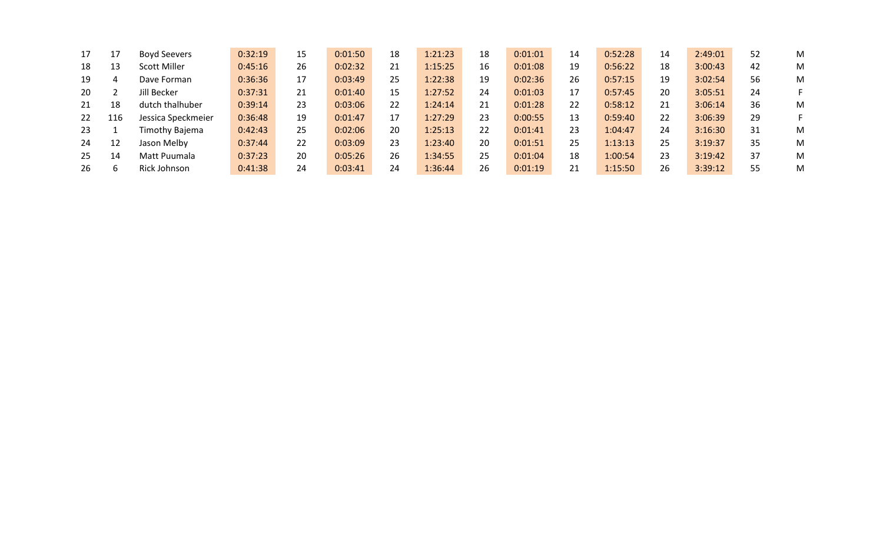| | | | | | | | | | | | | | | |
|---|---|---|---|---|---|---|---|---|---|---|---|---|---|---|
| 17 | 17 | Boyd Seevers | 0:32:19 | 15 | 0:01:50 | 18 | 1:21:23 | 18 | 0:01:01 | 14 | 0:52:28 | 14 | 2:49:01 | 52 | M |
| 18 | 13 | Scott Miller | 0:45:16 | 26 | 0:02:32 | 21 | 1:15:25 | 16 | 0:01:08 | 19 | 0:56:22 | 18 | 3:00:43 | 42 | M |
| 19 | 4 | Dave Forman | 0:36:36 | 17 | 0:03:49 | 25 | 1:22:38 | 19 | 0:02:36 | 26 | 0:57:15 | 19 | 3:02:54 | 56 | M |
| 20 | 2 | Jill Becker | 0:37:31 | 21 | 0:01:40 | 15 | 1:27:52 | 24 | 0:01:03 | 17 | 0:57:45 | 20 | 3:05:51 | 24 | F |
| 21 | 18 | dutch thalhuber | 0:39:14 | 23 | 0:03:06 | 22 | 1:24:14 | 21 | 0:01:28 | 22 | 0:58:12 | 21 | 3:06:14 | 36 | M |
| 22 | 116 | Jessica Speckmeier | 0:36:48 | 19 | 0:01:47 | 17 | 1:27:29 | 23 | 0:00:55 | 13 | 0:59:40 | 22 | 3:06:39 | 29 | F |
| 23 | 1 | Timothy Bajema | 0:42:43 | 25 | 0:02:06 | 20 | 1:25:13 | 22 | 0:01:41 | 23 | 1:04:47 | 24 | 3:16:30 | 31 | M |
| 24 | 12 | Jason Melby | 0:37:44 | 22 | 0:03:09 | 23 | 1:23:40 | 20 | 0:01:51 | 25 | 1:13:13 | 25 | 3:19:37 | 35 | M |
| 25 | 14 | Matt Puumala | 0:37:23 | 20 | 0:05:26 | 26 | 1:34:55 | 25 | 0:01:04 | 18 | 1:00:54 | 23 | 3:19:42 | 37 | M |
| 26 | 6 | Rick Johnson | 0:41:38 | 24 | 0:03:41 | 24 | 1:36:44 | 26 | 0:01:19 | 21 | 1:15:50 | 26 | 3:39:12 | 55 | M |